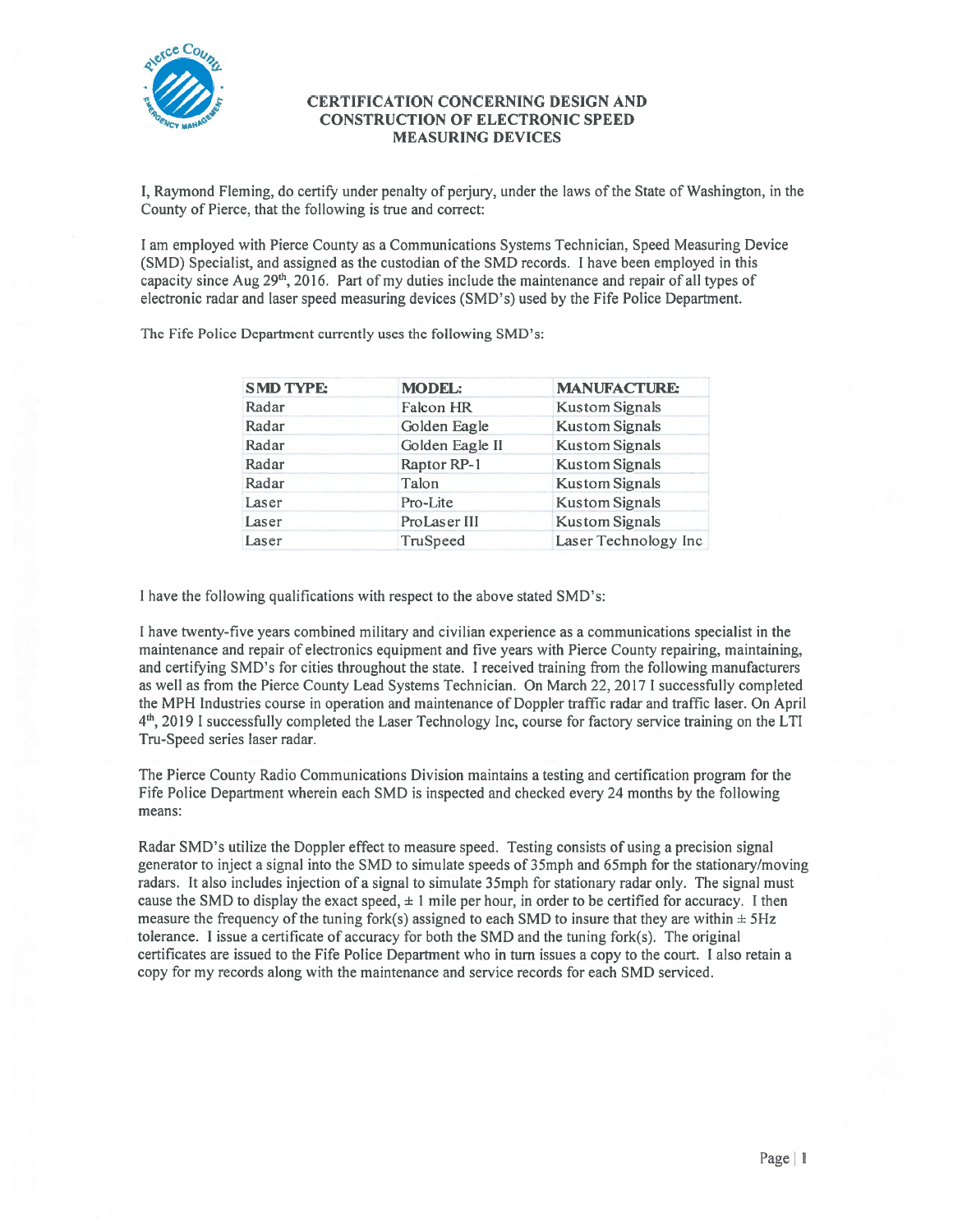# CERTIFICATION CONCERNING DESIGN AND CONSTRUCTION OF ELECTRONIC SPEED MEASURING DEVICES

I, Raymond Fleming, do certify under penalty of perjury, under the laws of the State of Washington, in the County of Pierce, that the following is true and correct:

I am employed with Pierce County as a Communications Systems Technician, Speed Measuring Device (SMD) Specialist, and assigned as the custodian of the SMD records. I have been employed in this capacity since Aug 29th, 2016. Part of my duties include the maintenance and repair of all types of electronic radar and laser speed measuring devices (SMD's) used by the Fife Police Department.

The Fife Police Department currently uses the following SMD's:

| SMD TYPE: | MODEL: | MANUFACTURE: |
|---|---|---|
| Radar | Falcon HR | Kustom Signals |
| Radar | Golden Eagle | Kustom Signals |
| Radar | Golden Eagle II | Kustom Signals |
| Radar | Raptor RP-1 | Kustom Signals |
| Radar | Talon | Kustom Signals |
| Laser | Pro-Lite | Kustom Signals |
| Laser | ProLaser III | Kustom Signals |
| Laser | TruSpeed | Laser Technology Inc |

I have the following qualifications with respect to the above stated SMD's:

I have twenty-five years combined military and civilian experience as a communications specialist in the maintenance and repair of electronics equipment and five years with Pierce County repairing, maintaining, and certifying SMD's for cities throughout the state. I received training from the following manufacturers as well as from the Pierce County Lead Systems Technician. On March 22, 2017 I successfully completed the MPH Industries course in operation and maintenance of Doppler traffic radar and traffic laser. On April 4th, 2019 I successfully completed the Laser Technology Inc, course for factory service training on the LTI Tru-Speed series laser radar.

The Pierce County Radio Communications Division maintains a testing and certification program for the Fife Police Department wherein each SMD is inspected and checked every 24 months by the following means:

Radar SMD's utilize the Doppler effect to measure speed. Testing consists of using a precision signal generator to inject a signal into the SMD to simulate speeds of 35mph and 65mph for the stationary/moving radars. It also includes injection of a signal to simulate 35mph for stationary radar only. The signal must cause the SMD to display the exact speed, ± 1 mile per hour, in order to be certified for accuracy. I then measure the frequency of the tuning fork(s) assigned to each SMD to insure that they are within ± 5Hz tolerance. I issue a certificate of accuracy for both the SMD and the tuning fork(s). The original certificates are issued to the Fife Police Department who in turn issues a copy to the court. I also retain a copy for my records along with the maintenance and service records for each SMD serviced.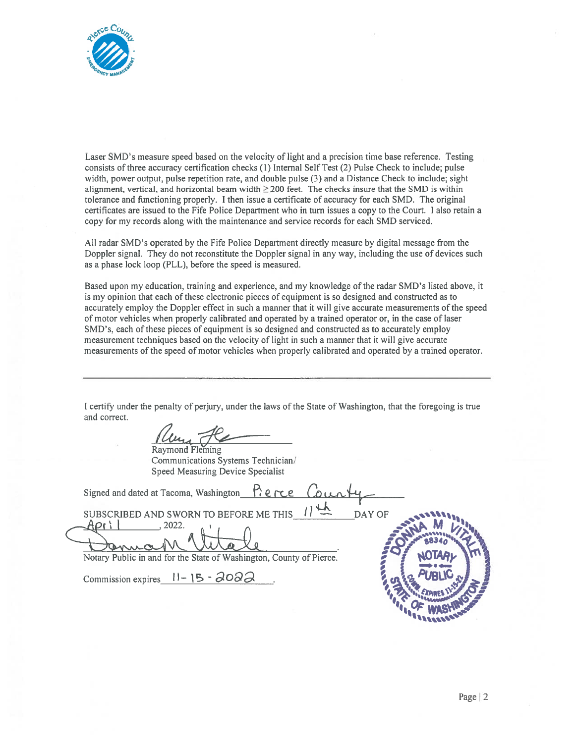Laser SMD's measure speed based on the velocity of light and a precision time base reference. Testing consists of three accuracy certification checks (1) Internal Self Test (2) Pulse Check to include; pulse width, power output, pulse repetition rate, and double pulse (3) and a Distance Check to include; sight alignment, vertical, and horizontal beam width $\geq 200$ feet. The checks insure that the SMD is within tolerance and functioning properly. I then issue a certificate of accuracy for each SMD. The original certificates are issued to the Fife Police Department who in turn issues a copy to the Court. I also retain a copy for my records along with the maintenance and service records for each SMD serviced.

All radar SMD's operated by the Fife Police Department directly measure by digital message from the Doppler signal. They do not reconstitute the Doppler signal in any way, including the use of devices such as a phase lock loop (PLL), before the speed is measured.

Based upon my education, training and experience, and my knowledge of the radar SMD's listed above, it is my opinion that each of these electronic pieces of equipment is so designed and constructed as to accurately employ the Doppler effect in such a manner that it will give accurate measurements of the speed of motor vehicles when properly calibrated and operated by a trained operator or, in the case of laser SMD's, each of these pieces of equipment is so designed and constructed as to accurately employ measurement techniques based on the velocity of light in such a manner that it will give accurate measurements of the speed of motor vehicles when properly calibrated and operated by a trained operator.

---

I certify under the penalty of perjury, under the laws of the State of Washington, that the foregoing is true and correct.

Raymond Fleming
Communications Systems Technician/
Speed Measuring Device Specialist

Signed and dated at Tacoma, Washington Pierce County

SUBSCRIBED AND SWORN TO BEFORE ME THIS 11th DAY OF April, 2022.

Donna M Vitale

Notary Public in and for the State of Washington, County of Pierce.

Commission expires 11-15-2022.

DONNA M VITALE
88340
NOTARY PUBLIC
COMM. EXPIRES 11-15-22
STATE OF WASHINGTON